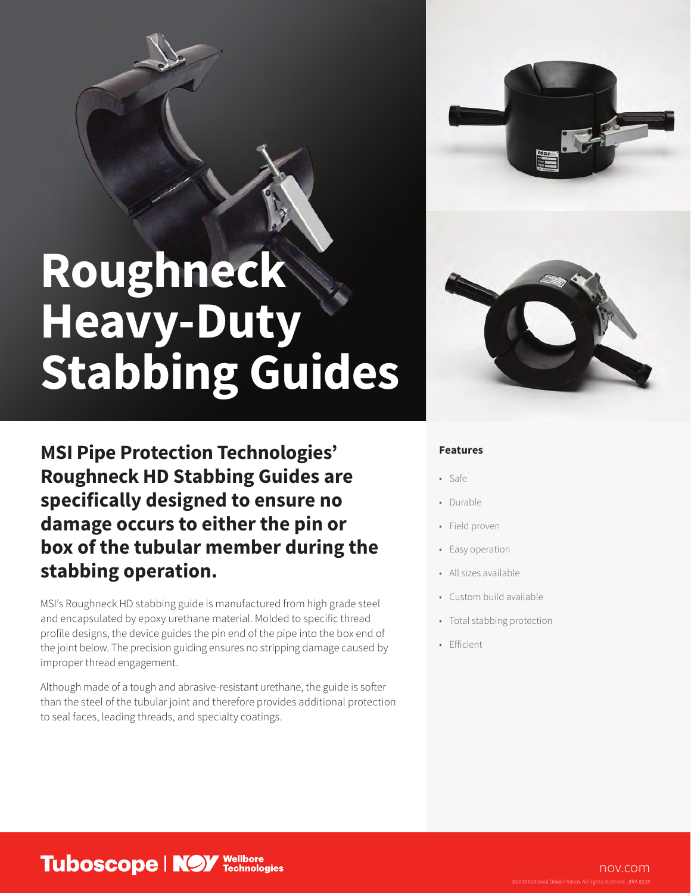# Roughneck Heavy-Duty Stabbing Guides

**MSI Pipe Protection Technologies' Roughneck HD Stabbing Guides are specifically designed to ensure no damage occurs to either the pin or box of the tubular member during the stabbing operation.**

MSI's Roughneck HD stabbing guide is manufactured from high grade steel and encapsulated by epoxy urethane material. Molded to specific thread profile designs, the device guides the pin end of the pipe into the box end of the joint below. The precision guiding ensures no stripping damage caused by improper thread engagement.

Although made of a tough and abrasive-resistant urethane, the guide is softer than the steel of the tubular joint and therefore provides additional protection to seal faces, leading threads, and specialty coatings.

**Features**

- Safe
- Durable
- Field proven
- Easy operation
- All sizes available
- Custom build available
- Total stabbing protection
- Efficient

Tuboscope | NOV Wellbore Technologies

nov.com

©2020 National Oilwell Varco. All rights reserved. JIRA 8228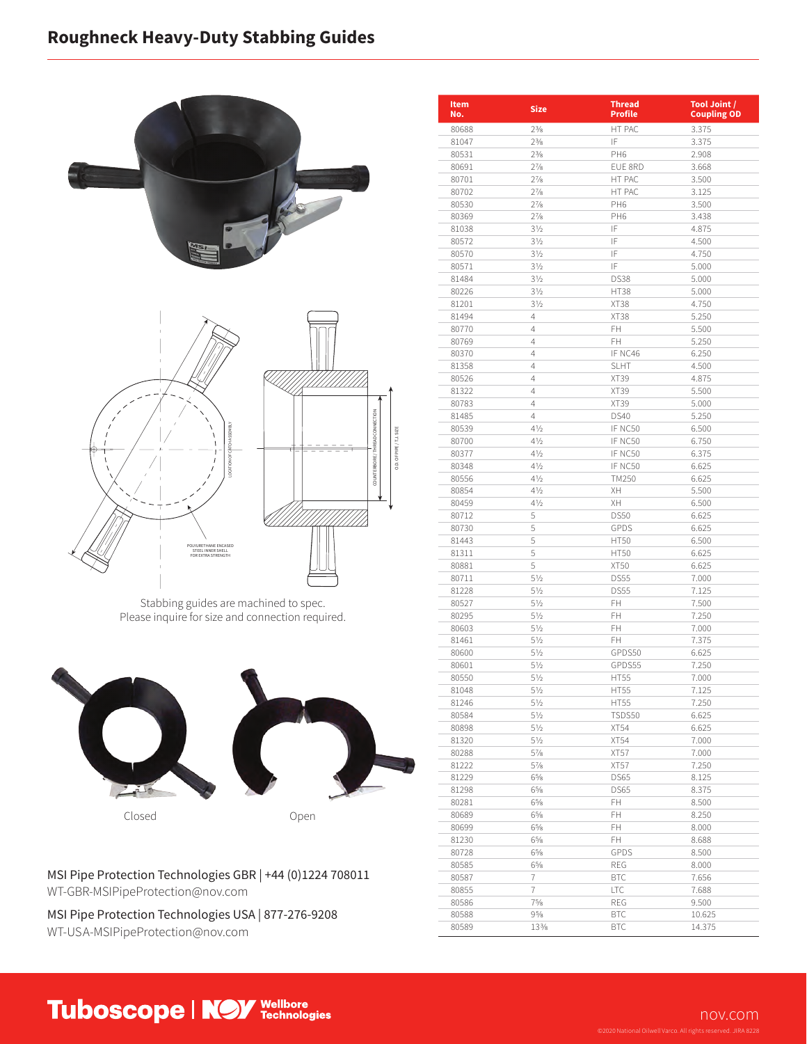## Roughneck Heavy-Duty Stabbing Guides

LOCATION OF CATCH ASSEMBLY

COUNTERBORE / THREAD CONNECTION

O.D. OF PIPE / T.J. SIZE

POLYURETHANE ENCASED STEEL INNER SHELL FOR EXTRA STRENGTH

Stabbing guides are machined to spec.
Please inquire for size and connection required.

Closed

Open

MSI Pipe Protection Technologies GBR | +44 (0)1224 708011
WT-GBR-MSIPipeProtection@nov.com

MSI Pipe Protection Technologies USA | 877-276-9208
WT-USA-MSIPipeProtection@nov.com

| Item No. | Size | Thread Profile | Tool Joint / Coupling OD |
|---|---|---|---|
| 80688 | 2⅜ | HT PAC | 3.375 |
| 81047 | 2⅜ | IF | 3.375 |
| 80531 | 2⅜ | PH6 | 2.908 |
| 80691 | 2⅞ | EUE 8RD | 3.668 |
| 80701 | 2⅞ | HT PAC | 3.500 |
| 80702 | 2⅞ | HT PAC | 3.125 |
| 80530 | 2⅞ | PH6 | 3.500 |
| 80369 | 2⅞ | PH6 | 3.438 |
| 81038 | 3½ | IF | 4.875 |
| 80572 | 3½ | IF | 4.500 |
| 80570 | 3½ | IF | 4.750 |
| 80571 | 3½ | IF | 5.000 |
| 81484 | 3½ | DS38 | 5.000 |
| 80226 | 3½ | HT38 | 5.000 |
| 81201 | 3½ | XT38 | 4.750 |
| 81494 | 4 | XT38 | 5.250 |
| 80770 | 4 | FH | 5.500 |
| 80769 | 4 | FH | 5.250 |
| 80370 | 4 | IF NC46 | 6.250 |
| 81358 | 4 | SLHT | 4.500 |
| 80526 | 4 | XT39 | 4.875 |
| 81322 | 4 | XT39 | 5.500 |
| 80783 | 4 | XT39 | 5.000 |
| 81485 | 4 | DS40 | 5.250 |
| 80539 | 4½ | IF NC50 | 6.500 |
| 80700 | 4½ | IF NC50 | 6.750 |
| 80377 | 4½ | IF NC50 | 6.375 |
| 80348 | 4½ | IF NC50 | 6.625 |
| 80556 | 4½ | TM250 | 6.625 |
| 80854 | 4½ | XH | 5.500 |
| 80459 | 4½ | XH | 6.500 |
| 80712 | 5 | DS50 | 6.625 |
| 80730 | 5 | GPDS | 6.625 |
| 81443 | 5 | HT50 | 6.500 |
| 81311 | 5 | HT50 | 6.625 |
| 80881 | 5 | XT50 | 6.625 |
| 80711 | 5½ | DS55 | 7.000 |
| 81228 | 5½ | DS55 | 7.125 |
| 80527 | 5½ | FH | 7.500 |
| 80295 | 5½ | FH | 7.250 |
| 80603 | 5½ | FH | 7.000 |
| 81461 | 5½ | FH | 7.375 |
| 80600 | 5½ | GPDS50 | 6.625 |
| 80601 | 5½ | GPDS55 | 7.250 |
| 80550 | 5½ | HT55 | 7.000 |
| 81048 | 5½ | HT55 | 7.125 |
| 81246 | 5½ | HT55 | 7.250 |
| 80584 | 5½ | TSDS50 | 6.625 |
| 80898 | 5½ | XT54 | 6.625 |
| 81320 | 5½ | XT54 | 7.000 |
| 80288 | 5⅞ | XT57 | 7.000 |
| 81222 | 5⅞ | XT57 | 7.250 |
| 81229 | 6⅝ | DS65 | 8.125 |
| 81298 | 6⅝ | DS65 | 8.375 |
| 80281 | 6⅝ | FH | 8.500 |
| 80689 | 6⅝ | FH | 8.250 |
| 80699 | 6⅝ | FH | 8.000 |
| 81230 | 6⅝ | FH | 8.688 |
| 80728 | 6⅝ | GPDS | 8.500 |
| 80585 | 6⅝ | REG | 8.000 |
| 80587 | 7 | BTC | 7.656 |
| 80855 | 7 | LTC | 7.688 |
| 80586 | 7⅝ | REG | 9.500 |
| 80588 | 9⅝ | BTC | 10.625 |
| 80589 | 13⅜ | BTC | 14.375 |

Tuboscope | NOV Wellbore Technologies

nov.com

©2020 National Oilwell Varco. All rights reserved. JIRA 8228